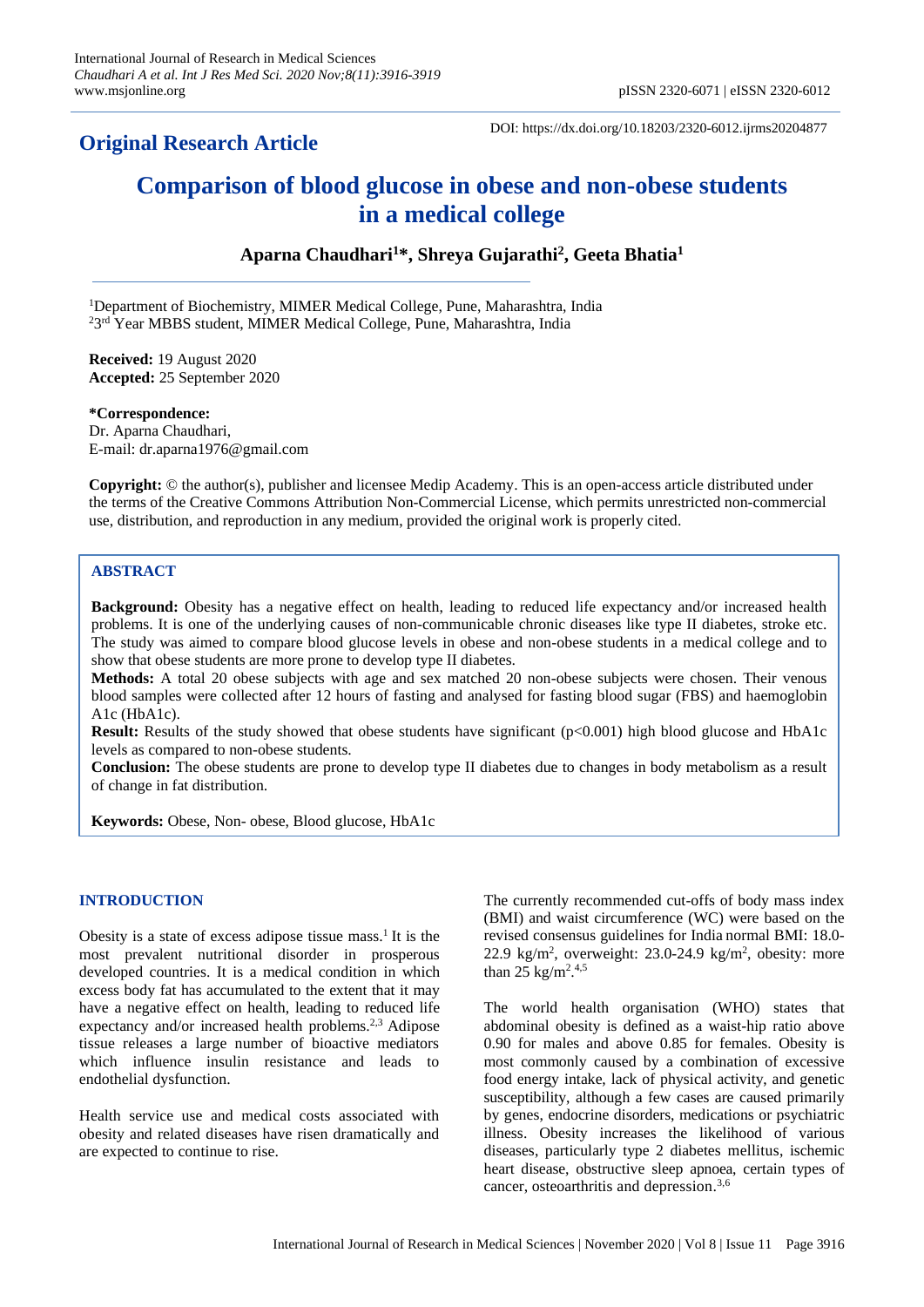## Original Research Article

DOI: https://dx.doi.org/10.18203/2320-6012.ijrms20204877

# Comparison of blood glucose in obese and non-obese students in a medical college

**Aparna Chaudhari[1]*, Shreya Gujarathi[2], Geeta Bhatia[1]**

[1]Department of Biochemistry, MIMER Medical College, Pune, Maharashtra, India
[2]3rd Year MBBS student, MIMER Medical College, Pune, Maharashtra, India

**Received:** 19 August 2020
**Accepted:** 25 September 2020

***Correspondence:**
Dr. Aparna Chaudhari,
E-mail: dr.aparna1976@gmail.com

**Copyright:** © the author(s), publisher and licensee Medip Academy. This is an open-access article distributed under the terms of the Creative Commons Attribution Non-Commercial License, which permits unrestricted non-commercial use, distribution, and reproduction in any medium, provided the original work is properly cited.

## ABSTRACT

**Background:** Obesity has a negative effect on health, leading to reduced life expectancy and/or increased health problems. It is one of the underlying causes of non-communicable chronic diseases like type II diabetes, stroke etc. The study was aimed to compare blood glucose levels in obese and non-obese students in a medical college and to show that obese students are more prone to develop type II diabetes.

**Methods:** A total 20 obese subjects with age and sex matched 20 non-obese subjects were chosen. Their venous blood samples were collected after 12 hours of fasting and analysed for fasting blood sugar (FBS) and haemoglobin A1c (HbA1c).

**Result:** Results of the study showed that obese students have significant ($p<0.001$) high blood glucose and HbA1c levels as compared to non-obese students.

**Conclusion:** The obese students are prone to develop type II diabetes due to changes in body metabolism as a result of change in fat distribution.

**Keywords:** Obese, Non- obese, Blood glucose, HbA1c

## INTRODUCTION

Obesity is a state of excess adipose tissue mass.[1] It is the most prevalent nutritional disorder in prosperous developed countries. It is a medical condition in which excess body fat has accumulated to the extent that it may have a negative effect on health, leading to reduced life expectancy and/or increased health problems.[2,3] Adipose tissue releases a large number of bioactive mediators which influence insulin resistance and leads to endothelial dysfunction.

Health service use and medical costs associated with obesity and related diseases have risen dramatically and are expected to continue to rise.

The currently recommended cut-offs of body mass index (BMI) and waist circumference (WC) were based on the revised consensus guidelines for India normal BMI: 18.0-22.9 $kg/m^2$, overweight: 23.0-24.9 $kg/m^2$, obesity: more than 25 $kg/m^2$.[4,5]

The world health organisation (WHO) states that abdominal obesity is defined as a waist-hip ratio above 0.90 for males and above 0.85 for females. Obesity is most commonly caused by a combination of excessive food energy intake, lack of physical activity, and genetic susceptibility, although a few cases are caused primarily by genes, endocrine disorders, medications or psychiatric illness. Obesity increases the likelihood of various diseases, particularly type 2 diabetes mellitus, ischemic heart disease, obstructive sleep apnoea, certain types of cancer, osteoarthritis and depression.[3,6]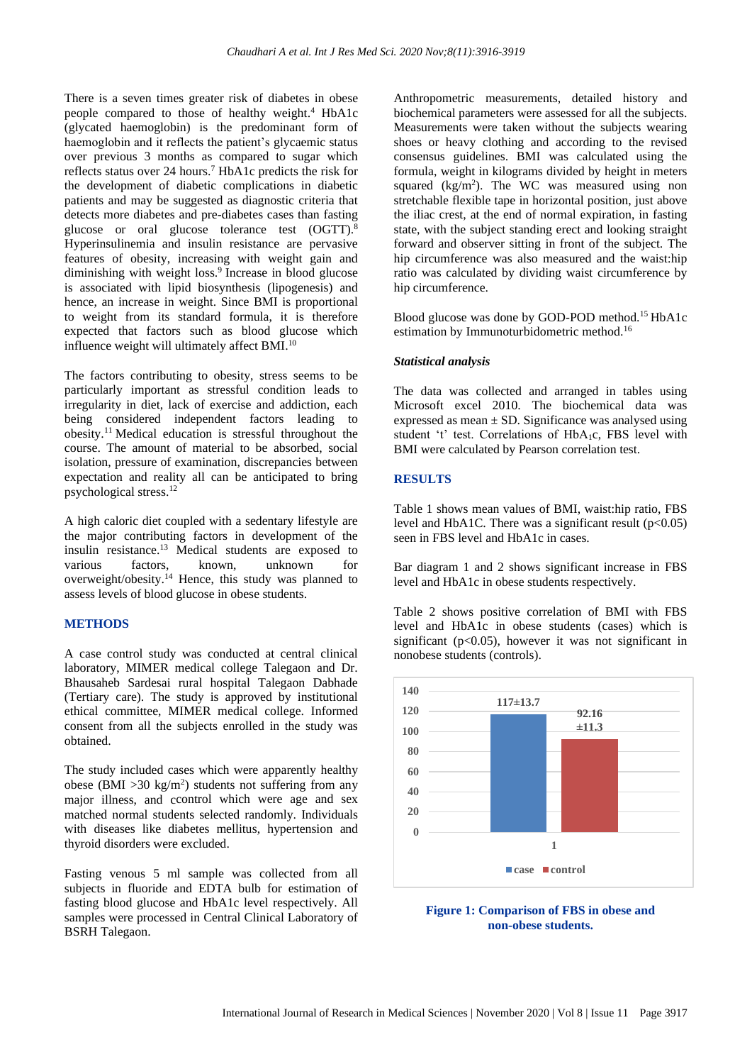There is a seven times greater risk of diabetes in obese people compared to those of healthy weight.[4] HbA1c (glycated haemoglobin) is the predominant form of haemoglobin and it reflects the patient's glycaemic status over previous 3 months as compared to sugar which reflects status over 24 hours.[7] HbA1c predicts the risk for the development of diabetic complications in diabetic patients and may be suggested as diagnostic criteria that detects more diabetes and pre-diabetes cases than fasting glucose or oral glucose tolerance test (OGTT).[8] Hyperinsulinemia and insulin resistance are pervasive features of obesity, increasing with weight gain and diminishing with weight loss.[9] Increase in blood glucose is associated with lipid biosynthesis (lipogenesis) and hence, an increase in weight. Since BMI is proportional to weight from its standard formula, it is therefore expected that factors such as blood glucose which influence weight will ultimately affect BMI.[10]

The factors contributing to obesity, stress seems to be particularly important as stressful condition leads to irregularity in diet, lack of exercise and addiction, each being considered independent factors leading to obesity.[11] Medical education is stressful throughout the course. The amount of material to be absorbed, social isolation, pressure of examination, discrepancies between expectation and reality all can be anticipated to bring psychological stress.[12]

A high caloric diet coupled with a sedentary lifestyle are the major contributing factors in development of the insulin resistance.[13] Medical students are exposed to various factors, known, unknown for overweight/obesity.[14] Hence, this study was planned to assess levels of blood glucose in obese students.

## METHODS

A case control study was conducted at central clinical laboratory, MIMER medical college Talegaon and Dr. Bhausaheb Sardesai rural hospital Talegaon Dabhade (Tertiary care). The study is approved by institutional ethical committee, MIMER medical college. Informed consent from all the subjects enrolled in the study was obtained.

The study included cases which were apparently healthy obese (BMI >30 kg/m$^2$) students not suffering from any major illness, and ccontrol which were age and sex matched normal students selected randomly. Individuals with diseases like diabetes mellitus, hypertension and thyroid disorders were excluded.

Fasting venous 5 ml sample was collected from all subjects in fluoride and EDTA bulb for estimation of fasting blood glucose and HbA1c level respectively. All samples were processed in Central Clinical Laboratory of BSRH Talegaon.

Anthropometric measurements, detailed history and biochemical parameters were assessed for all the subjects. Measurements were taken without the subjects wearing shoes or heavy clothing and according to the revised consensus guidelines. BMI was calculated using the formula, weight in kilograms divided by height in meters squared (kg/m$^2$). The WC was measured using non stretchable flexible tape in horizontal position, just above the iliac crest, at the end of normal expiration, in fasting state, with the subject standing erect and looking straight forward and observer sitting in front of the subject. The hip circumference was also measured and the waist:hip ratio was calculated by dividing waist circumference by hip circumference.

Blood glucose was done by GOD-POD method.[15] HbA1c estimation by Immunoturbidometric method.[16]

### *Statistical analysis*

The data was collected and arranged in tables using Microsoft excel 2010. The biochemical data was expressed as mean ± SD. Significance was analysed using student 't' test. Correlations of $HbA_1c$, FBS level with BMI were calculated by Pearson correlation test.

## RESULTS

Table 1 shows mean values of BMI, waist:hip ratio, FBS level and HbA1C. There was a significant result (p<0.05) seen in FBS level and HbA1c in cases.

Bar diagram 1 and 2 shows significant increase in FBS level and HbA1c in obese students respectively.

Table 2 shows positive correlation of BMI with FBS level and HbA1c in obese students (cases) which is significant (p<0.05), however it was not significant in nonobese students (controls).

| | case | control |
|---|---|---|
| 1 | 117±13.7 | 92.16 ±11.3 |

**Figure 1: Comparison of FBS in obese and non-obese students.**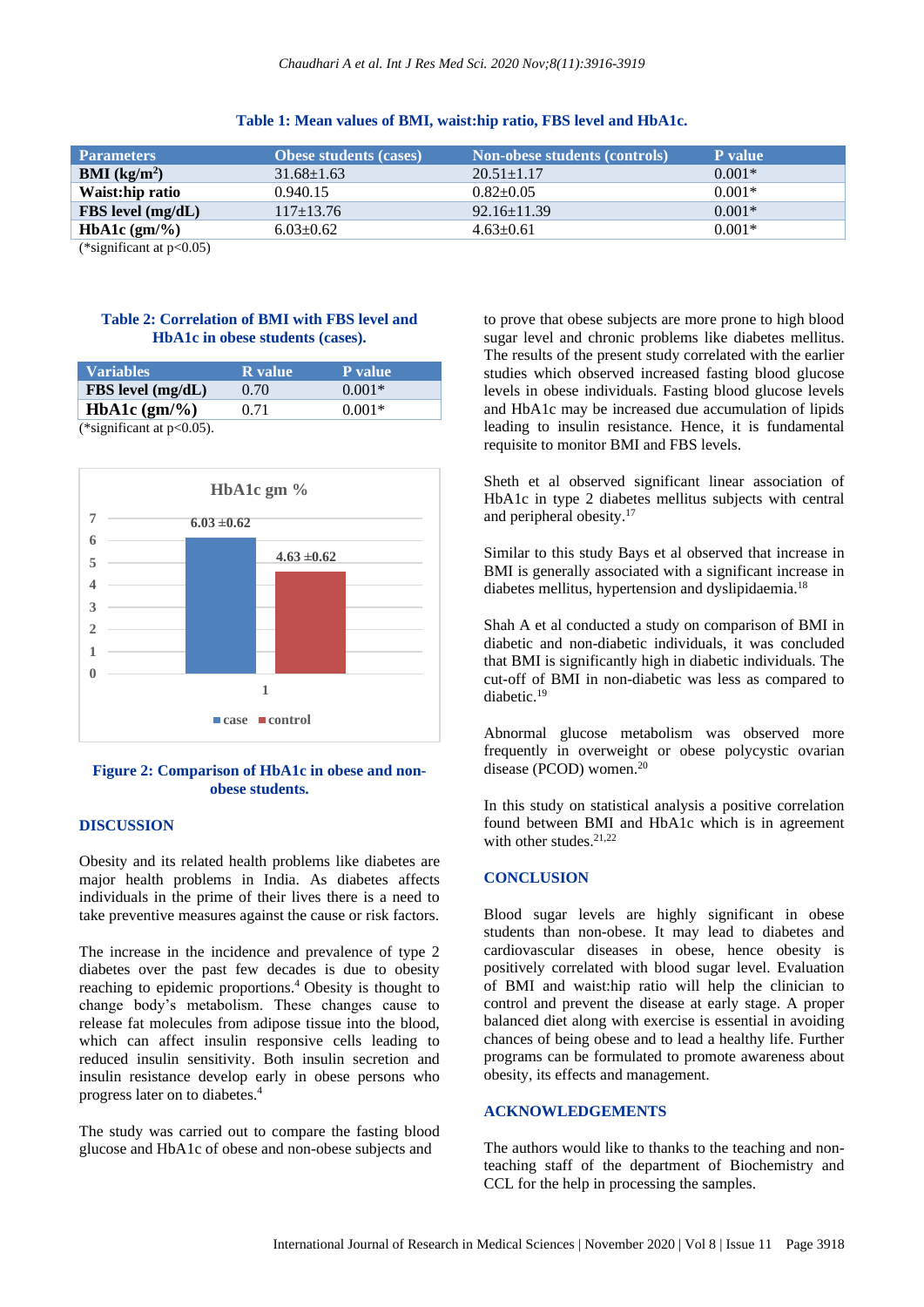**Table 1: Mean values of BMI, waist:hip ratio, FBS level and HbA1c.**

| Parameters | Obese students (cases) | Non-obese students (controls) | P value |
|---|---|---|---|
| **BMI (kg/m$^2$)** | 31.68±1.63 | 20.51±1.17 | 0.001* |
| **Waist:hip ratio** | 0.940.15 | 0.82±0.05 | 0.001* |
| **FBS level (mg/dL)** | 117±13.76 | 92.16±11.39 | 0.001* |
| **HbA1c (gm/%)** | 6.03±0.62 | 4.63±0.61 | 0.001* |

(*significant at p<0.05)

**Table 2: Correlation of BMI with FBS level and HbA1c in obese students (cases).**

| Variables | R value | P value |
|---|---|---|
| **FBS level (mg/dL)** | 0.70 | 0.001* |
| **HbA1c (gm/%)** | 0.71 | 0.001* |

(*significant at p<0.05).

**Figure 2: Comparison of HbA1c in obese and non-obese students.**

## DISCUSSION

Obesity and its related health problems like diabetes are major health problems in India. As diabetes affects individuals in the prime of their lives there is a need to take preventive measures against the cause or risk factors.

The increase in the incidence and prevalence of type 2 diabetes over the past few decades is due to obesity reaching to epidemic proportions.[4] Obesity is thought to change body's metabolism. These changes cause to release fat molecules from adipose tissue into the blood, which can affect insulin responsive cells leading to reduced insulin sensitivity. Both insulin secretion and insulin resistance develop early in obese persons who progress later on to diabetes.[4]

The study was carried out to compare the fasting blood glucose and HbA1c of obese and non-obese subjects and to prove that obese subjects are more prone to high blood sugar level and chronic problems like diabetes mellitus. The results of the present study correlated with the earlier studies which observed increased fasting blood glucose levels in obese individuals. Fasting blood glucose levels and HbA1c may be increased due accumulation of lipids leading to insulin resistance. Hence, it is fundamental requisite to monitor BMI and FBS levels.

Sheth et al observed significant linear association of HbA1c in type 2 diabetes mellitus subjects with central and peripheral obesity.[17]

Similar to this study Bays et al observed that increase in BMI is generally associated with a significant increase in diabetes mellitus, hypertension and dyslipidaemia.[18]

Shah A et al conducted a study on comparison of BMI in diabetic and non-diabetic individuals, it was concluded that BMI is significantly high in diabetic individuals. The cut-off of BMI in non-diabetic was less as compared to diabetic.[19]

Abnormal glucose metabolism was observed more frequently in overweight or obese polycystic ovarian disease (PCOD) women.[20]

In this study on statistical analysis a positive correlation found between BMI and HbA1c which is in agreement with other studes.[21,22]

## CONCLUSION

Blood sugar levels are highly significant in obese students than non-obese. It may lead to diabetes and cardiovascular diseases in obese, hence obesity is positively correlated with blood sugar level. Evaluation of BMI and waist:hip ratio will help the clinician to control and prevent the disease at early stage. A proper balanced diet along with exercise is essential in avoiding chances of being obese and to lead a healthy life. Further programs can be formulated to promote awareness about obesity, its effects and management.

## ACKNOWLEDGEMENTS

The authors would like to thanks to the teaching and non-teaching staff of the department of Biochemistry and CCL for the help in processing the samples.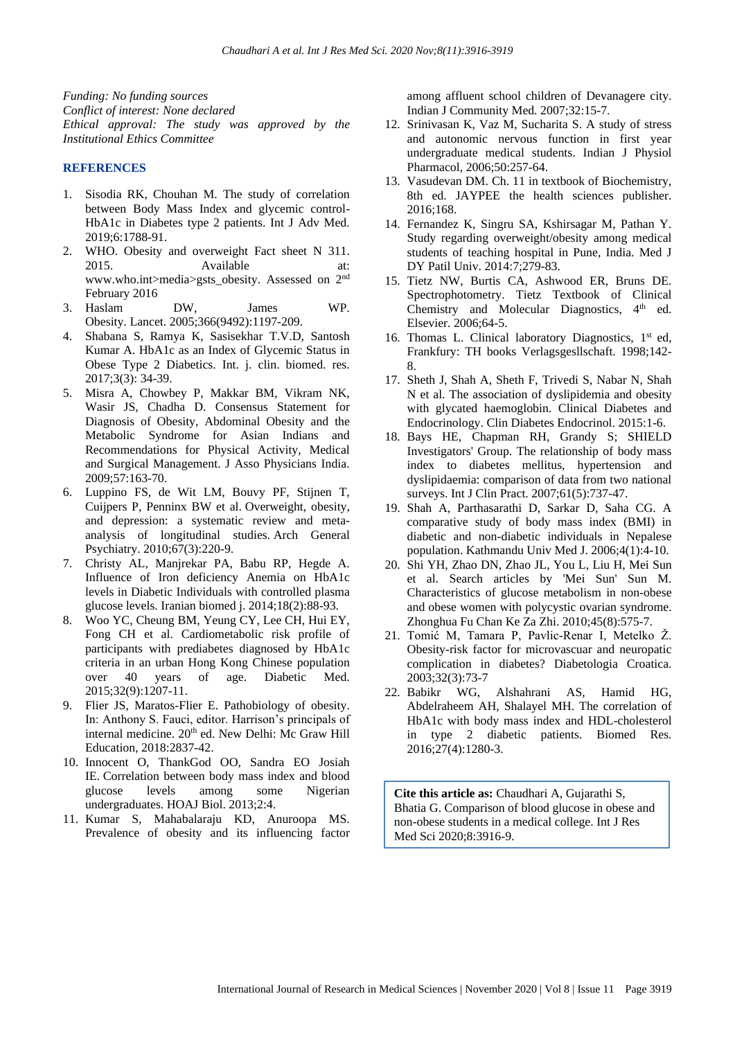*Funding: No funding sources*
*Conflict of interest: None declared*
*Ethical approval: The study was approved by the Institutional Ethics Committee*

## REFERENCES

1. Sisodia RK, Chouhan M. The study of correlation between Body Mass Index and glycemic control-HbA1c in Diabetes type 2 patients. Int J Adv Med. 2019;6:1788-91.
2. WHO. Obesity and overweight Fact sheet N 311. 2015. Available at: www.who.int>media>gsts_obesity. Assessed on 2nd February 2016
3. Haslam DW, James WP. Obesity. Lancet. 2005;366(9492):1197-209.
4. Shabana S, Ramya K, Sasisekhar T.V.D, Santosh Kumar A. HbA1c as an Index of Glycemic Status in Obese Type 2 Diabetics. Int. j. clin. biomed. res. 2017;3(3): 34-39.
5. Misra A, Chowbey P, Makkar BM, Vikram NK, Wasir JS, Chadha D. Consensus Statement for Diagnosis of Obesity, Abdominal Obesity and the Metabolic Syndrome for Asian Indians and Recommendations for Physical Activity, Medical and Surgical Management. J Asso Physicians India. 2009;57:163-70.
6. Luppino FS, de Wit LM, Bouvy PF, Stijnen T, Cuijpers P, Penninx BW et al. Overweight, obesity, and depression: a systematic review and meta-analysis of longitudinal studies. Arch General Psychiatry. 2010;67(3):220-9.
7. Christy AL, Manjrekar PA, Babu RP, Hegde A. Influence of Iron deficiency Anemia on HbA1c levels in Diabetic Individuals with controlled plasma glucose levels. Iranian biomed j. 2014;18(2):88-93.
8. Woo YC, Cheung BM, Yeung CY, Lee CH, Hui EY, Fong CH et al. Cardiometabolic risk profile of participants with prediabetes diagnosed by HbA1c criteria in an urban Hong Kong Chinese population over 40 years of age. Diabetic Med. 2015;32(9):1207-11.
9. Flier JS, Maratos-Flier E. Pathobiology of obesity. In: Anthony S. Fauci, editor. Harrison's principals of internal medicine. 20th ed. New Delhi: Mc Graw Hill Education, 2018:2837-42.
10. Innocent O, ThankGod OO, Sandra EO Josiah IE. Correlation between body mass index and blood glucose levels among some Nigerian undergraduates. HOAJ Biol. 2013;2:4.
11. Kumar S, Mahabalaraju KD, Anuroopa MS. Prevalence of obesity and its influencing factor among affluent school children of Devanagere city. Indian J Community Med. 2007;32:15-7.
12. Srinivasan K, Vaz M, Sucharita S. A study of stress and autonomic nervous function in first year undergraduate medical students. Indian J Physiol Pharmacol, 2006;50:257-64.
13. Vasudevan DM. Ch. 11 in textbook of Biochemistry, 8th ed. JAYPEE the health sciences publisher. 2016;168.
14. Fernandez K, Singru SA, Kshirsagar M, Pathan Y. Study regarding overweight/obesity among medical students of teaching hospital in Pune, India. Med J DY Patil Univ. 2014:7;279-83.
15. Tietz NW, Burtis CA, Ashwood ER, Bruns DE. Spectrophotometry. Tietz Textbook of Clinical Chemistry and Molecular Diagnostics, 4th ed. Elsevier. 2006;64-5.
16. Thomas L. Clinical laboratory Diagnostics, 1st ed, Frankfury: TH books Verlagsgesllschaft. 1998;142-8.
17. Sheth J, Shah A, Sheth F, Trivedi S, Nabar N, Shah N et al. The association of dyslipidemia and obesity with glycated haemoglobin. Clinical Diabetes and Endocrinology. Clin Diabetes Endocrinol. 2015:1-6.
18. Bays HE, Chapman RH, Grandy S; SHIELD Investigators' Group. The relationship of body mass index to diabetes mellitus, hypertension and dyslipidaemia: comparison of data from two national surveys. Int J Clin Pract. 2007;61(5):737-47.
19. Shah A, Parthasarathi D, Sarkar D, Saha CG. A comparative study of body mass index (BMI) in diabetic and non-diabetic individuals in Nepalese population. Kathmandu Univ Med J. 2006;4(1):4-10.
20. Shi YH, Zhao DN, Zhao JL, You L, Liu H, Mei Sun et al. Search articles by 'Mei Sun' Sun M. Characteristics of glucose metabolism in non-obese and obese women with polycystic ovarian syndrome. Zhonghua Fu Chan Ke Za Zhi. 2010;45(8):575-7.
21. Tomić M, Tamara P, Pavlic-Renar I, Metelko Ž. Obesity-risk factor for microvascuar and neuropatic complication in diabetes? Diabetologia Croatica. 2003;32(3):73-7
22. Babikr WG, Alshahrani AS, Hamid HG, Abdelraheem AH, Shalayel MH. The correlation of HbA1c with body mass index and HDL-cholesterol in type 2 diabetic patients. Biomed Res. 2016;27(4):1280-3.

**Cite this article as:** Chaudhari A, Gujarathi S, Bhatia G. Comparison of blood glucose in obese and non-obese students in a medical college. Int J Res Med Sci 2020;8:3916-9.